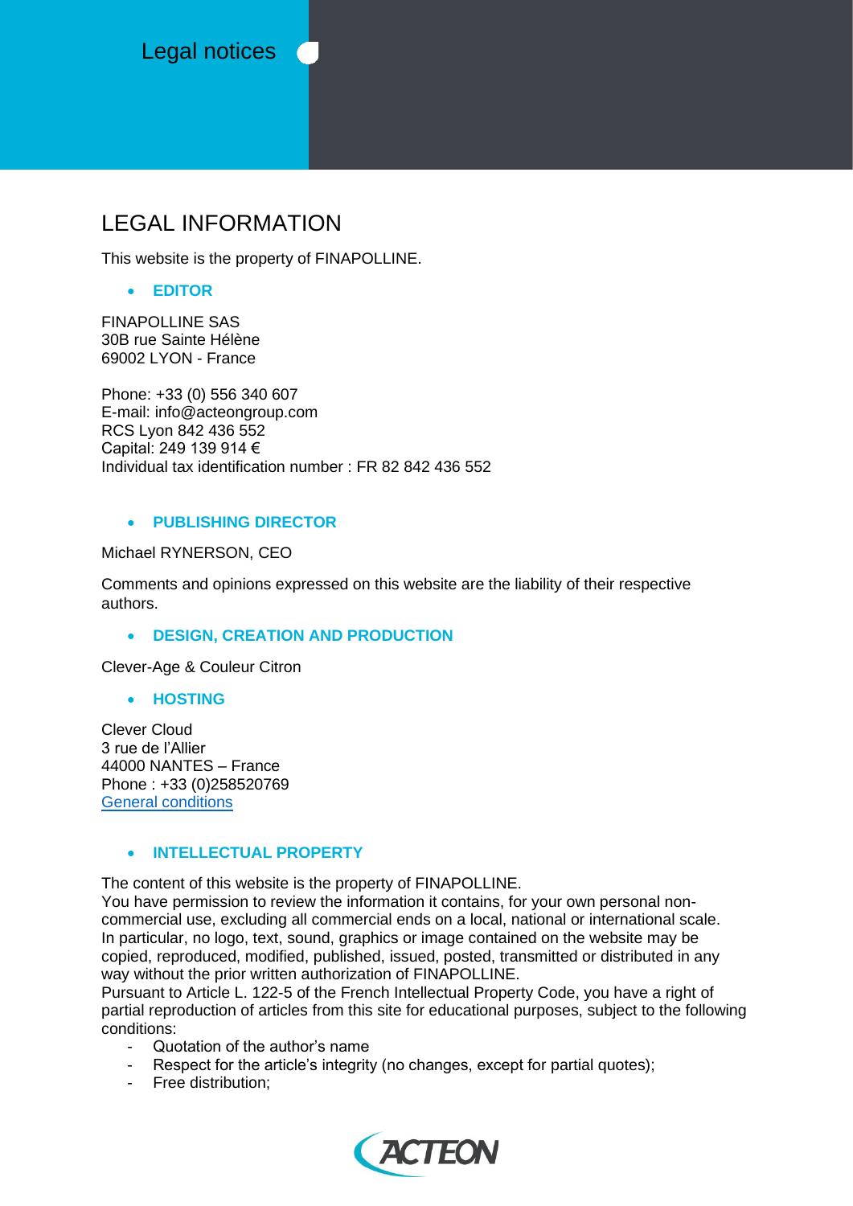# Legal notices

## LEGAL INFORMATION

This website is the property of FINAPOLLINE.

- **EDITOR**

FINAPOLLINE SAS
30B rue Sainte Hélène
69002 LYON - France

Phone: +33 (0) 556 340 607
E-mail: info@acteongroup.com
RCS Lyon 842 436 552
Capital: 249 139 914 €
Individual tax identification number : FR 82 842 436 552

- **PUBLISHING DIRECTOR**

Michael RYNERSON, CEO

Comments and opinions expressed on this website are the liability of their respective authors.

- **DESIGN, CREATION AND PRODUCTION**

Clever-Age & Couleur Citron

- **HOSTING**

Clever Cloud
3 rue de l'Allier
44000 NANTES – France
Phone : +33 (0)258520769
General conditions

- **INTELLECTUAL PROPERTY**

The content of this website is the property of FINAPOLLINE.
You have permission to review the information it contains, for your own personal non-commercial use, excluding all commercial ends on a local, national or international scale.
In particular, no logo, text, sound, graphics or image contained on the website may be copied, reproduced, modified, published, issued, posted, transmitted or distributed in any way without the prior written authorization of FINAPOLLINE.
Pursuant to Article L. 122-5 of the French Intellectual Property Code, you have a right of partial reproduction of articles from this site for educational purposes, subject to the following conditions:

- Quotation of the author's name
- Respect for the article's integrity (no changes, except for partial quotes);
- Free distribution;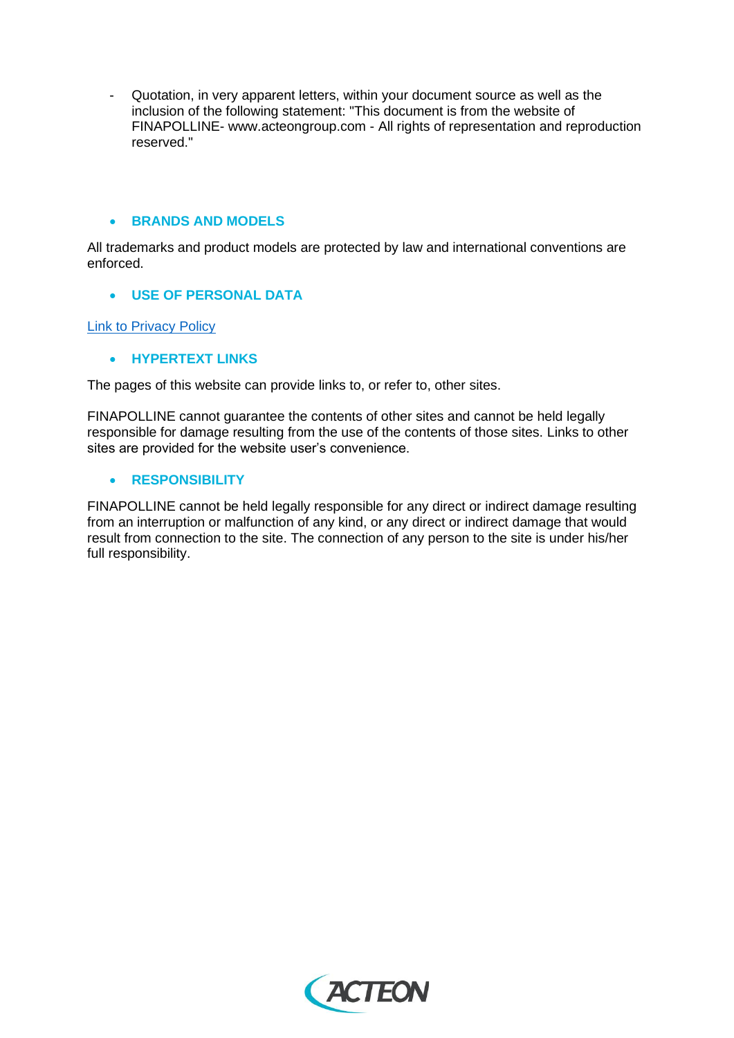- Quotation, in very apparent letters, within your document source as well as the inclusion of the following statement: "This document is from the website of FINAPOLLINE- www.acteongroup.com - All rights of representation and reproduction reserved."

- **BRANDS AND MODELS**

All trademarks and product models are protected by law and international conventions are enforced.

- **USE OF PERSONAL DATA**

Link to Privacy Policy

- **HYPERTEXT LINKS**

The pages of this website can provide links to, or refer to, other sites.

FINAPOLLINE cannot guarantee the contents of other sites and cannot be held legally responsible for damage resulting from the use of the contents of those sites. Links to other sites are provided for the website user's convenience.

- **RESPONSIBILITY**

FINAPOLLINE cannot be held legally responsible for any direct or indirect damage resulting from an interruption or malfunction of any kind, or any direct or indirect damage that would result from connection to the site. The connection of any person to the site is under his/her full responsibility.